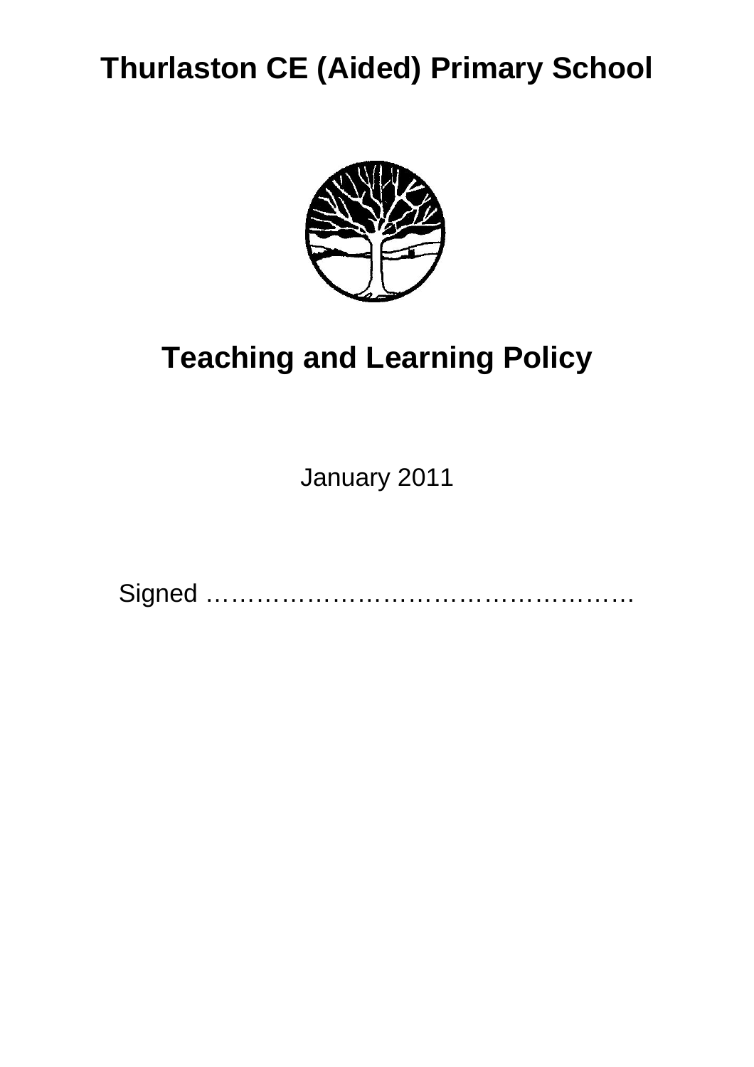# Thurlaston CE (Aided) Primary School

## Teaching and Learning Policy

January 2011

Signed ……………………………………………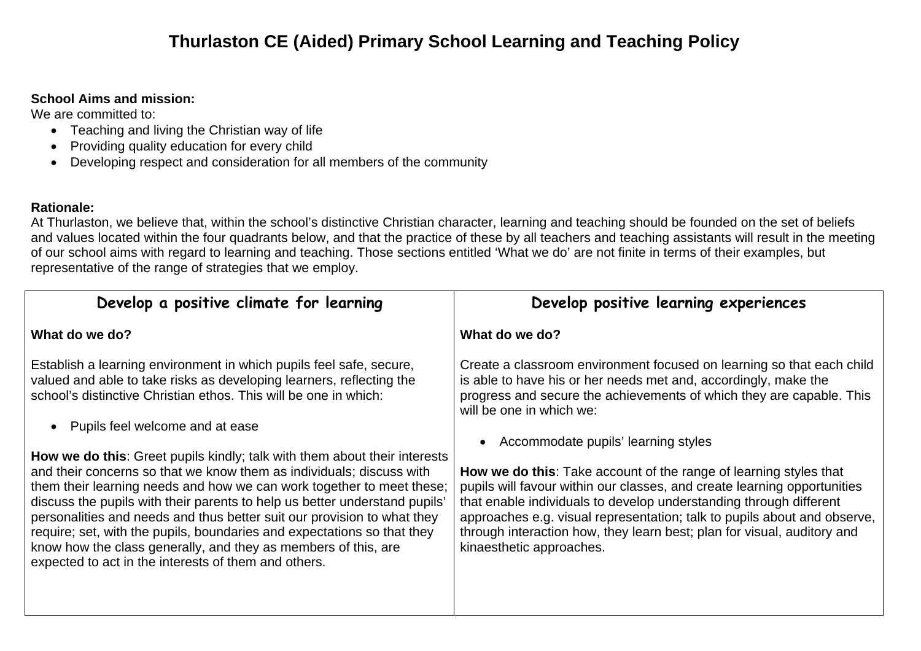# Thurlaston CE (Aided) Primary School Learning and Teaching Policy

**School Aims and mission:**
We are committed to:

- Teaching and living the Christian way of life
- Providing quality education for every child
- Developing respect and consideration for all members of the community

**Rationale:**
At Thurlaston, we believe that, within the school's distinctive Christian character, learning and teaching should be founded on the set of beliefs and values located within the four quadrants below, and that the practice of these by all teachers and teaching assistants will result in the meeting of our school aims with regard to learning and teaching. Those sections entitled 'What we do' are not finite in terms of their examples, but representative of the range of strategies that we employ.

| Develop a positive climate for learning | Develop positive learning experiences |
|---|---|
| **What do we do?**<br><br>Establish a learning environment in which pupils feel safe, secure, valued and able to take risks as developing learners, reflecting the school's distinctive Christian ethos. This will be one in which:<br><br>• Pupils feel welcome and at ease<br><br>**How we do this**: Greet pupils kindly; talk with them about their interests and their concerns so that we know them as individuals; discuss with them their learning needs and how we can work together to meet these; discuss the pupils with their parents to help us better understand pupils' personalities and needs and thus better suit our provision to what they require; set, with the pupils, boundaries and expectations so that they know how the class generally, and they as members of this, are expected to act in the interests of them and others. | **What do we do?**<br><br>Create a classroom environment focused on learning so that each child is able to have his or her needs met and, accordingly, make the progress and secure the achievements of which they are capable. This will be one in which we:<br><br>• Accommodate pupils' learning styles<br><br>**How we do this**: Take account of the range of learning styles that pupils will favour within our classes, and create learning opportunities that enable individuals to develop understanding through different approaches e.g. visual representation; talk to pupils about and observe, through interaction how, they learn best; plan for visual, auditory and kinaesthetic approaches. |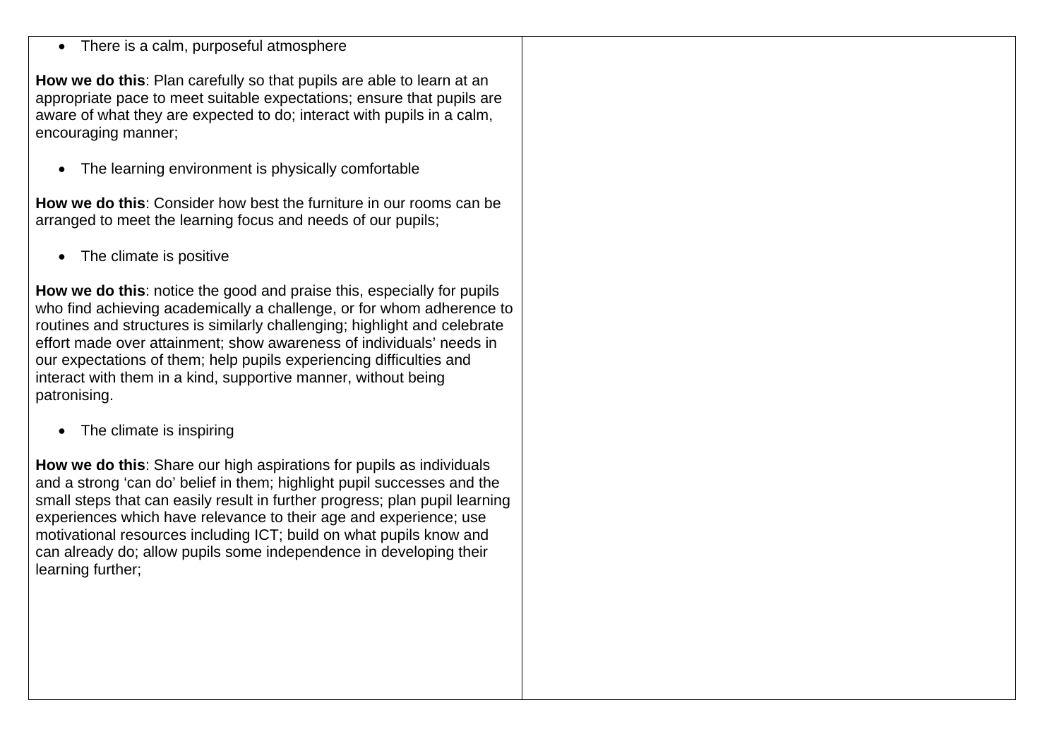| | |
|---|---|
| • There is a calm, purposeful atmosphere<br><br>**How we do this**: Plan carefully so that pupils are able to learn at an appropriate pace to meet suitable expectations; ensure that pupils are aware of what they are expected to do; interact with pupils in a calm, encouraging manner;<br><br>• The learning environment is physically comfortable<br><br>**How we do this**: Consider how best the furniture in our rooms can be arranged to meet the learning focus and needs of our pupils;<br><br>• The climate is positive<br><br>**How we do this**: notice the good and praise this, especially for pupils who find achieving academically a challenge, or for whom adherence to routines and structures is similarly challenging; highlight and celebrate effort made over attainment; show awareness of individuals' needs in our expectations of them; help pupils experiencing difficulties and interact with them in a kind, supportive manner, without being patronising.<br><br>• The climate is inspiring<br><br>**How we do this**: Share our high aspirations for pupils as individuals and a strong 'can do' belief in them; highlight pupil successes and the small steps that can easily result in further progress; plan pupil learning experiences which have relevance to their age and experience; use motivational resources including ICT; build on what pupils know and can already do; allow pupils some independence in developing their learning further; | |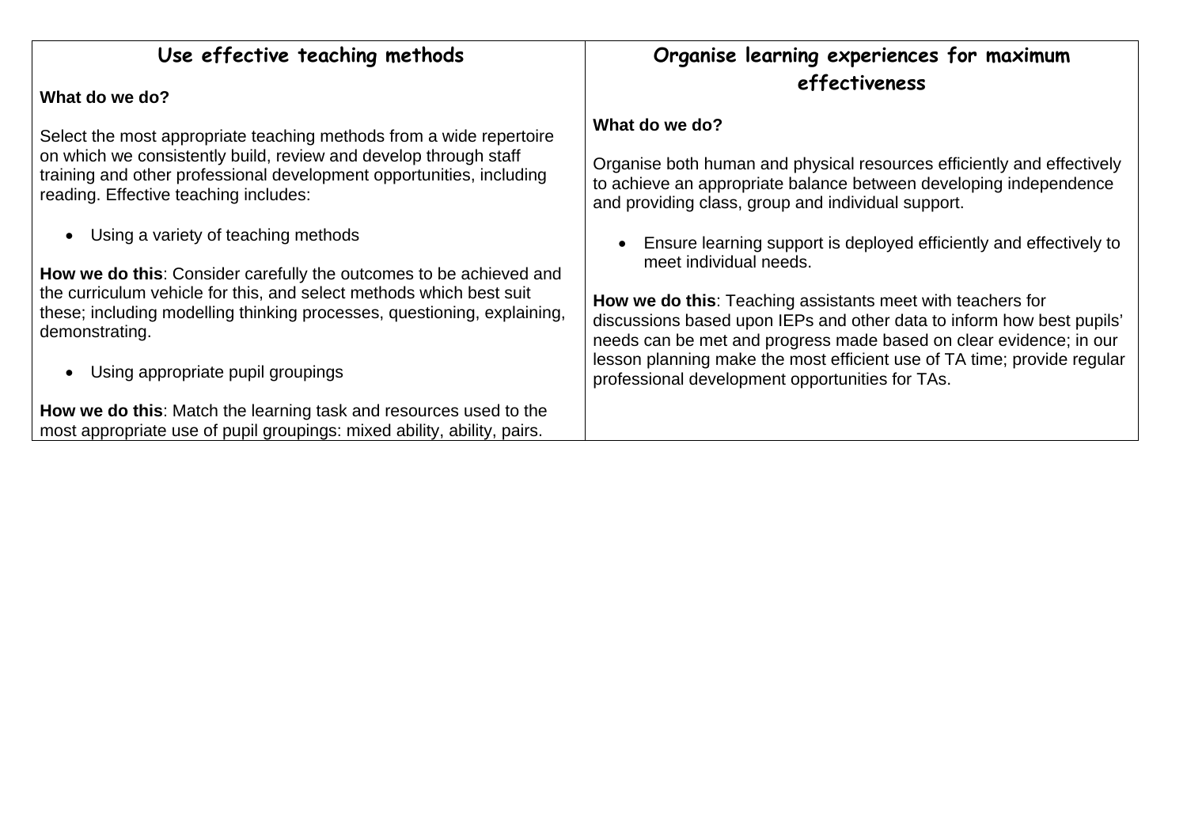## Use effective teaching methods

**What do we do?**

Select the most appropriate teaching methods from a wide repertoire on which we consistently build, review and develop through staff training and other professional development opportunities, including reading. Effective teaching includes:

- Using a variety of teaching methods

**How we do this**: Consider carefully the outcomes to be achieved and the curriculum vehicle for this, and select methods which best suit these; including modelling thinking processes, questioning, explaining, demonstrating.

- Using appropriate pupil groupings

**How we do this**: Match the learning task and resources used to the most appropriate use of pupil groupings: mixed ability, ability, pairs.

## Organise learning experiences for maximum effectiveness

**What do we do?**

Organise both human and physical resources efficiently and effectively to achieve an appropriate balance between developing independence and providing class, group and individual support.

- Ensure learning support is deployed efficiently and effectively to meet individual needs.

**How we do this**: Teaching assistants meet with teachers for discussions based upon IEPs and other data to inform how best pupils' needs can be met and progress made based on clear evidence; in our lesson planning make the most efficient use of TA time; provide regular professional development opportunities for TAs.